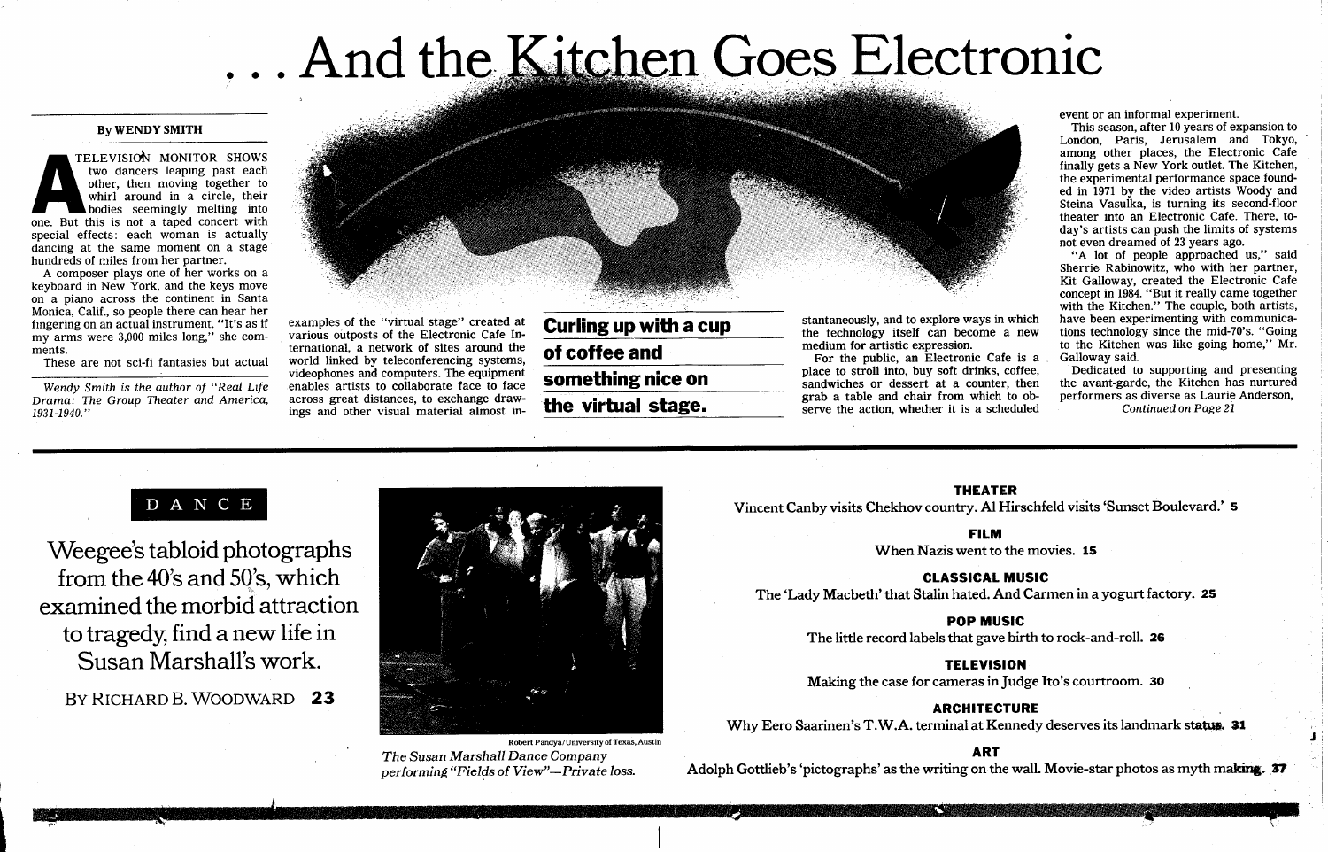# . . . And the Kitchen Goes Electronic

By WENDY SMITH

A TELEVISION MONITOR SHOWS two dancers leaping past each other, then moving together to whirl around in a circle, their bodies seemingly melting into one. But this is not a taped concert with special effects: each woman is actually dancing at the same moment on a stage hundreds of miles from her partner.

A composer plays one of her works on a keyboard in New York, and the keys move on a piano across the continent in Santa Monica, Calif., so people there can hear her fingering on an actual instrument. "It's as if my arms were 3,000 miles long," she comments.

These are not sci-fi fantasies but actual examples of the "virtual stage" created at various outposts of the Electronic Cafe International, a network of sites around the world linked by teleconferencing systems, videophones and computers. The equipment enables artists to collaborate face to face across great distances, to exchange drawings and other visual material almost instantaneously, and to explore ways in which the technology itself can become a new medium for artistic expression.

**Curling up with a cup of coffee and something nice on the virtual stage.**

For the public, an Electronic Cafe is a place to stroll into, buy soft drinks, coffee, sandwiches or dessert at a counter, then grab a table and chair from which to observe the action, whether it is a scheduled event or an informal experiment.

This season, after 10 years of expansion to London, Paris, Jerusalem and Tokyo, among other places, the Electronic Cafe finally gets a New York outlet. The Kitchen, the experimental performance space founded in 1971 by the video artists Woody and Steina Vasulka, is turning its second-floor theater into an Electronic Cafe. There, today's artists can push the limits of systems not even dreamed of 23 years ago.

"A lot of people approached us," said Sherrie Rabinowitz, who with her partner, Kit Galloway, created the Electronic Cafe concept in 1984. "But it really came together with the Kitchen." The couple, both artists, have been experimenting with communications technology since the mid-70's. "Going to the Kitchen was like going home," Mr. Galloway said.

Dedicated to supporting and presenting the avant-garde, the Kitchen has nurtured performers as diverse as Laurie Anderson,

*Continued on Page 21*

*Wendy Smith is the author of "Real Life Drama: The Group Theater and America, 1931-1940."*

---

DANCE

Weegee's tabloid photographs from the 40's and 50's, which examined the morbid attraction to tragedy, find a new life in Susan Marshall's work.

BY RICHARD B. WOODWARD **23**

Robert Pandya/University of Texas, Austin

*The Susan Marshall Dance Company performing "Fields of View"—Private loss.*

**THEATER**

Vincent Canby visits Chekhov country. Al Hirschfeld visits 'Sunset Boulevard.' **5**

**FILM**

When Nazis went to the movies. **15**

**CLASSICAL MUSIC**

The 'Lady Macbeth' that Stalin hated. And Carmen in a yogurt factory. **25**

**POP MUSIC**

The little record labels that gave birth to rock-and-roll. **26**

**TELEVISION**

Making the case for cameras in Judge Ito's courtroom. **30**

**ARCHITECTURE**

Why Eero Saarinen's T.W.A. terminal at Kennedy deserves its landmark status. **31**

**ART**

Adolph Gottlieb's 'pictographs' as the writing on the wall. Movie-star photos as myth making. **37**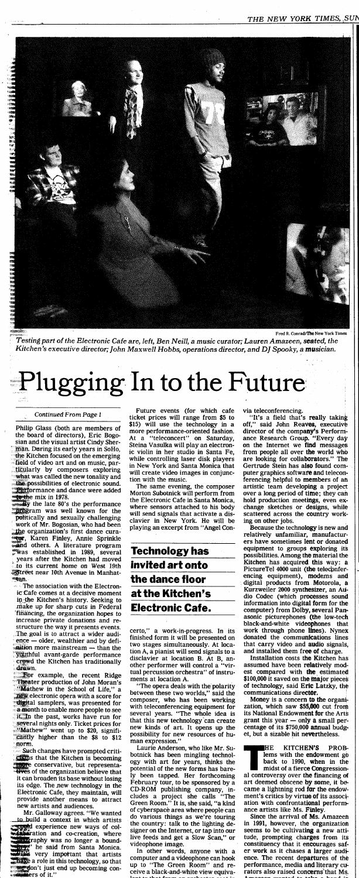*Testing part of the Electronic Cafe are, left, Ben Neill, a music curator; Lauren Amazeen, seated, the Kitchen's executive director; John Maxwell Hobbs, operations director, and DJ Spooky, a musician.*

Fred R. Conrad/The New York Times

# Plugging In to the Future

*Continued From Page 1*

Philip Glass (both are members of the board of directors), Eric Bogosian and the visual artist Cindy Sherman. During its early years in SoHo, the Kitchen focused on the emerging field of video art and on music, particularly by composers exploring what was called the new tonality and the possibilities of electronic sound. Performance and dance were added to the mix in 1978.

By the late 80's the performance program was well known for the politically and sexually challenging work of Mr. Bogosian, who had been the organization's first dance curator, Karen Finley, Annie Sprinkle and others. A literature program was established in 1989, several years after the Kitchen had moved to its current home on West 19th Street near 10th Avenue in Manhattan.

The association with the Electronic Cafe comes at a decisive moment in the Kitchen's history. Seeking to make up for sharp cuts in Federal financing, the organization hopes to increase private donations and restructure the way it presents events. The goal is to attract a wider audience — older, wealthier and by definition more mainstream — than the youthful avant-garde performance crowd the Kitchen has traditionally drawn.

For example, the recent Ridge Theater production of John Moran's "Mathew in the School of Life," a new electronic opera with a score for digital samplers, was presented for a month to enable more people to see it. In the past, works have run for several nights only. Ticket prices for "Mathew" went up to $20, significantly higher than the $8 to $12 norm.

Such changes have prompted criticisms that the Kitchen is becoming more conservative, but representatives of the organization believe that it can broaden its base without losing its edge. The new technology in the Electronic Cafe, they maintain, will provide another means to attract new artists and audiences.

Mr. Galloway agrees. "We wanted to build a context in which artists could experience new ways of collaboration and co-creation, where geography was no longer a boundary," he said from Santa Monica. "It's very important that artists have a role in this technology, so that they don't just end up becoming consumers of it."

Future events (for which cafe ticket prices will range from $5 to $15) will use the technology in a more performance-oriented fashion. At a "teleconcert" on Saturday, Steina Vasulka will play an electronic violin in her studio in Santa Fe, while controlling laser disk players in New York and Santa Monica that will create video images in conjunction with the music.

The same evening, the composer Morton Subotnick will perform from the Electronic Cafe in Santa Monica, where sensors attached to his body will send signals that activate a disclavier in New York. He will be playing an excerpt from "Angel Concerto," a work-in-progress. In its finished form it will be presented on two stages simultaneously. At location A, a pianist will send signals to a disclavier at location B. At B, another performer will control a "virtual percussion orchestra" of instruments at location A.

**Technology has invited art onto the dance floor at the Kitchen's Electronic Cafe.**

"The opera deals with the polarity between these two worlds," said the composer, who has been working with teleconferencing equipment for several years. "The whole idea is that this new technology can create new kinds of art. It opens up the possibility for new resources of human expression."

Laurie Anderson, who like Mr. Subotnick has been mingling technology with art for years, thinks the potential of the new forms has barely been tapped. Her forthcoming February tour, to be sponsored by a CD-ROM publishing company, includes a project she calls "The Green Room." It is, she said, "a kind of cyberspace area where people can do various things as we're touring the country: talk to the lighting designer on the Internet, or tap into our live feeds and get a Slow Scan," or videophone image.

In other words, anyone with a computer and a videophone can hook up to "The Green Room" and receive a black-and-white view equivalent to that from an orchestra seat via teleconferencing.

"It's a field that's really taking off," said John Reaves, executive director of the company's Performance Research Group. "Every day on the Internet we find messages from people all over the world who are looking for collaborators." The Gertrude Stein has also found computer graphics software and teleconferencing helpful to members of an artistic team developing a project over a long period of time; they can hold production meetings, even exchange sketches or designs, while scattered across the country working on other jobs.

Because the technology is new and relatively unfamiliar, manufacturers have sometimes lent or donated equipment to groups exploring its possibilities. Among the material the Kitchen has acquired this way: a PictureTel 4000 unit (the teleconferencing equipment), modems and digital products from Motorola, a Kurzweiler 2000 synthesizer, an Audio Codec (which processes sound information into digital form for the computer) from Dolby, several Panasonic picturephones (the low-tech black-and-white videophones that work through phone lines). Nynex donated the communications lines that carry video and audio signals, and installed them free of charge.

Installation costs the Kitchen has assumed have been relatively modest compared with the estimated $100,000 it saved on the major pieces of technology, said Eric Latzky, the communications director.

Money is a concern to the organization, which saw $55,000 cut from its National Endowment for the Arts grant this year — only a small percentage of its $750,000 annual budget, but a sizable hit nevertheless.

The Kitchen's problems with the endowment go back to 1990, when in the midst of a fierce Congressional controversy over the financing of art deemed obscene by some, it became a lightning rod for the endowment's critics by virtue of its association with confrontational performance artists like Ms. Finley.

Since the arrival of Ms. Amazeen in 1991, however, the organization seems to be cultivating a new attitude, prompting charges from its constituency that it encourages safer work as it chases a larger audience. The recent departures of the performance, media and literary curators also raised concerns that Ms.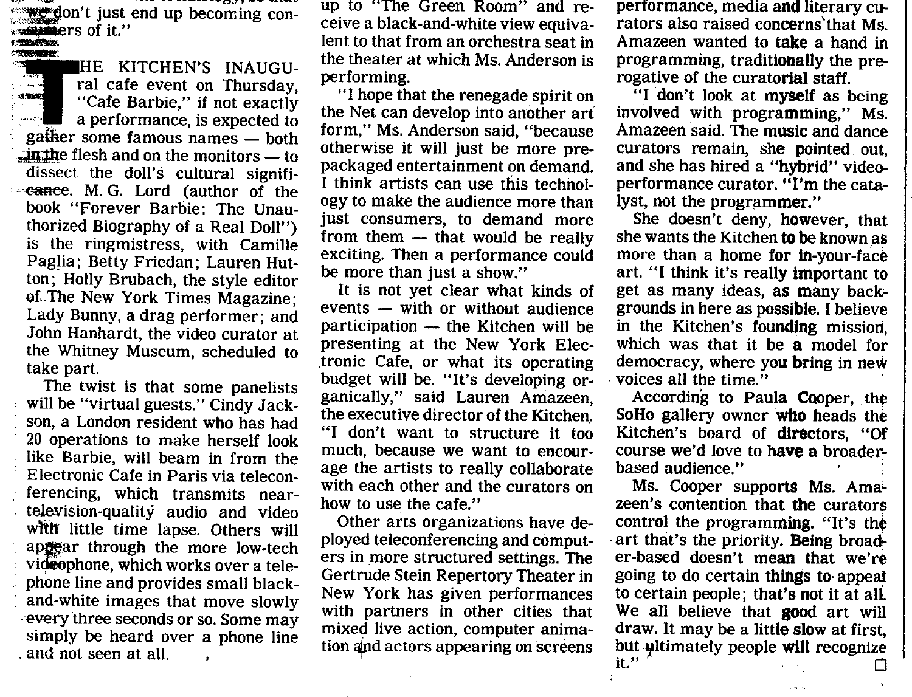we don't just end up becoming consumers of it."

THE KITCHEN'S INAUGURAL cafe event on Thursday, "Cafe Barbie," if not exactly a performance, is expected to gather some famous names — both in the flesh and on the monitors — to dissect the doll's cultural significance. M. G. Lord (author of the book "Forever Barbie: The Unauthorized Biography of a Real Doll") is the ringmistress, with Camille Paglia; Betty Friedan; Lauren Hutton; Holly Brubach, the style editor of The New York Times Magazine; Lady Bunny, a drag performer; and John Hanhardt, the video curator at the Whitney Museum, scheduled to take part.

The twist is that some panelists will be "virtual guests." Cindy Jackson, a London resident who has had 20 operations to make herself look like Barbie, will beam in from the Electronic Cafe in Paris via teleconferencing, which transmits near-television-quality audio and video with little time lapse. Others will appear through the more low-tech videophone, which works over a telephone line and provides small black-and-white images that move slowly every three seconds or so. Some may simply be heard over a phone line and not seen at all.

up to "The Green Room" and receive a black-and-white view equivalent to that from an orchestra seat in the theater at which Ms. Anderson is performing.

"I hope that the renegade spirit on the Net can develop into another art form," Ms. Anderson said, "because otherwise it will just be more prepackaged entertainment on demand. I think artists can use this technology to make the audience more than just consumers, to demand more from them — that would be really exciting. Then a performance could be more than just a show."

It is not yet clear what kinds of events — with or without audience participation — the Kitchen will be presenting at the New York Electronic Cafe, or what its operating budget will be. "It's developing organically," said Lauren Amazeen, the executive director of the Kitchen. "I don't want to structure it too much, because we want to encourage the artists to really collaborate with each other and the curators on how to use the cafe."

Other arts organizations have deployed teleconferencing and computers in more structured settings. The Gertrude Stein Repertory Theater in New York has given performances with partners in other cities that mixed live action, computer animation and actors appearing on screens

performance, media and literary curators also raised concerns that Ms. Amazeen wanted to take a hand in programming, traditionally the prerogative of the curatorial staff.

"I don't look at myself as being involved with programming," Ms. Amazeen said. The music and dance curators remain, she pointed out, and she has hired a "hybrid" video-performance curator. "I'm the catalyst, not the programmer."

She doesn't deny, however, that she wants the Kitchen to be known as more than a home for in-your-face art. "I think it's really important to get as many ideas, as many backgrounds in here as possible. I believe in the Kitchen's founding mission, which was that it be a model for democracy, where you bring in new voices all the time."

According to Paula Cooper, the SoHo gallery owner who heads the Kitchen's board of directors, "Of course we'd love to have a broader-based audience."

Ms. Cooper supports Ms. Amazeen's contention that the curators control the programming. "It's the art that's the priority. Being broader-based doesn't mean that we're going to do certain things to appeal to certain people; that's not it at all. We all believe that good art will draw. It may be a little slow at first, but ultimately people will recognize it." □